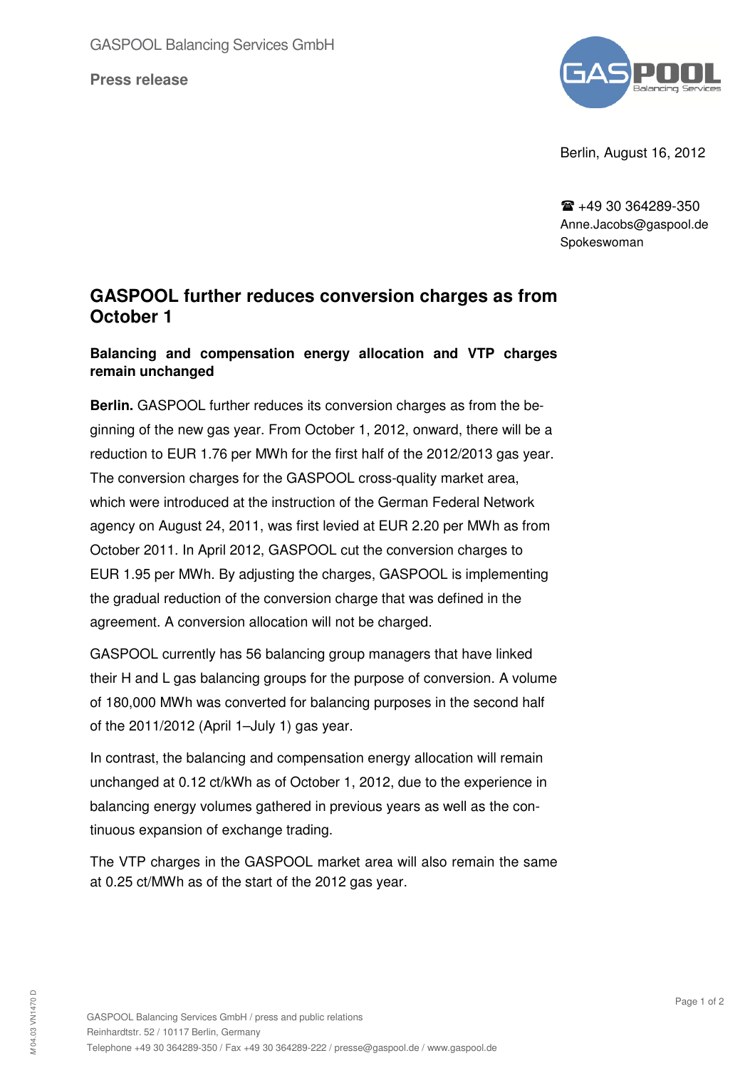GASPOOL Balancing Services GmbH

**Press release**

Berlin, August 16, 2012

☎ +49 30 364289-350
Anne.Jacobs@gaspool.de
Spokeswoman

# GASPOOL further reduces conversion charges as from October 1

## Balancing and compensation energy allocation and VTP charges remain unchanged

**Berlin.** GASPOOL further reduces its conversion charges as from the beginning of the new gas year. From October 1, 2012, onward, there will be a reduction to EUR 1.76 per MWh for the first half of the 2012/2013 gas year. The conversion charges for the GASPOOL cross-quality market area, which were introduced at the instruction of the German Federal Network agency on August 24, 2011, was first levied at EUR 2.20 per MWh as from October 2011. In April 2012, GASPOOL cut the conversion charges to EUR 1.95 per MWh. By adjusting the charges, GASPOOL is implementing the gradual reduction of the conversion charge that was defined in the agreement. A conversion allocation will not be charged.

GASPOOL currently has 56 balancing group managers that have linked their H and L gas balancing groups for the purpose of conversion. A volume of 180,000 MWh was converted for balancing purposes in the second half of the 2011/2012 (April 1–July 1) gas year.

In contrast, the balancing and compensation energy allocation will remain unchanged at 0.12 ct/kWh as of October 1, 2012, due to the experience in balancing energy volumes gathered in previous years as well as the continuous expansion of exchange trading.

The VTP charges in the GASPOOL market area will also remain the same at 0.25 ct/MWh as of the start of the 2012 gas year.

GASPOOL Balancing Services GmbH / press and public relations
Reinhardtstr. 52 / 10117 Berlin, Germany
Telephone +49 30 364289-350 / Fax +49 30 364289-222 / presse@gaspool.de / www.gaspool.de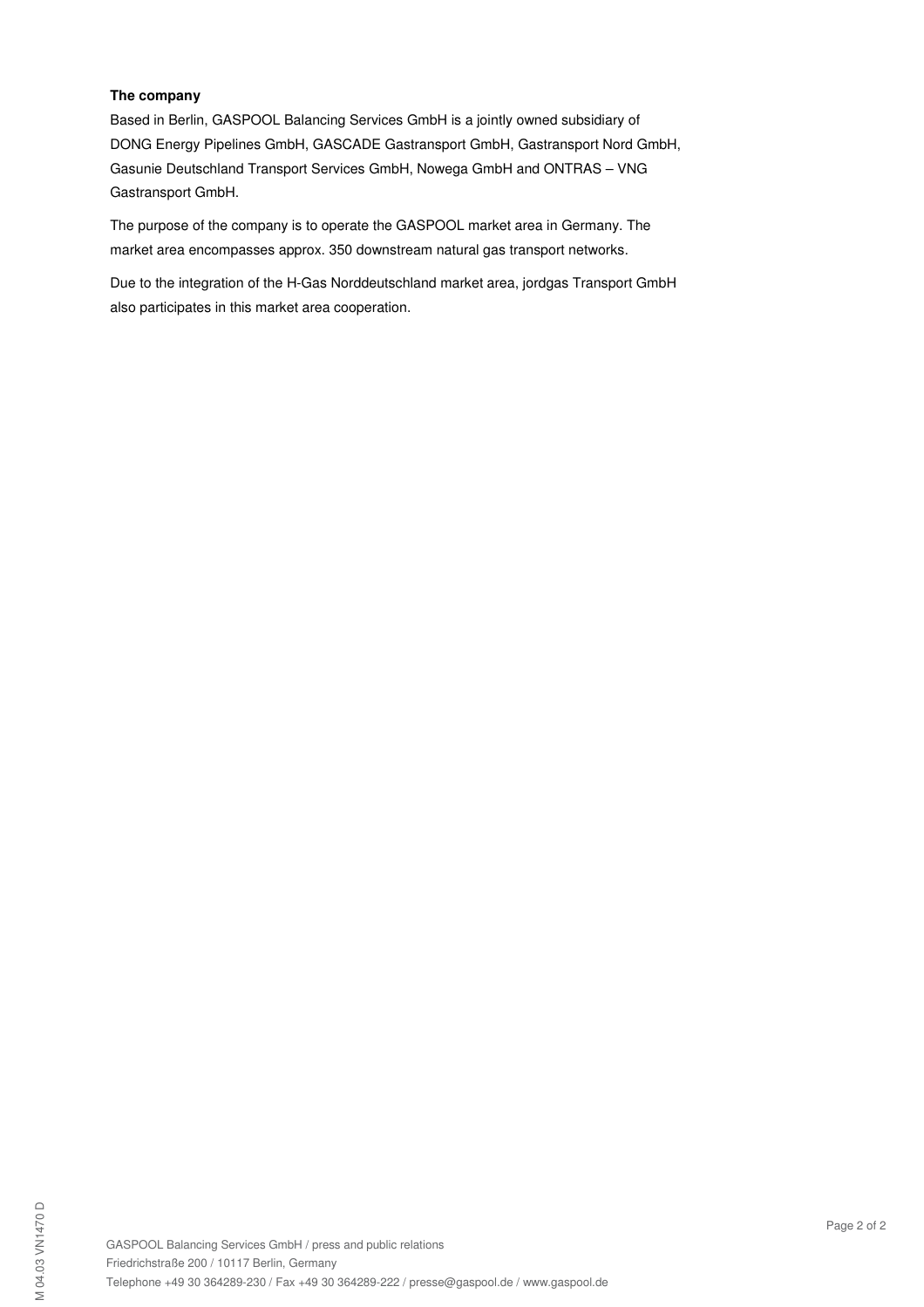**The company**

Based in Berlin, GASPOOL Balancing Services GmbH is a jointly owned subsidiary of DONG Energy Pipelines GmbH, GASCADE Gastransport GmbH, Gastransport Nord GmbH, Gasunie Deutschland Transport Services GmbH, Nowega GmbH and ONTRAS – VNG Gastransport GmbH.

The purpose of the company is to operate the GASPOOL market area in Germany. The market area encompasses approx. 350 downstream natural gas transport networks.

Due to the integration of the H-Gas Norddeutschland market area, jordgas Transport GmbH also participates in this market area cooperation.

GASPOOL Balancing Services GmbH / press and public relations
Friedrichstraße 200 / 10117 Berlin, Germany
Telephone +49 30 364289-230 / Fax +49 30 364289-222 / presse@gaspool.de / www.gaspool.de